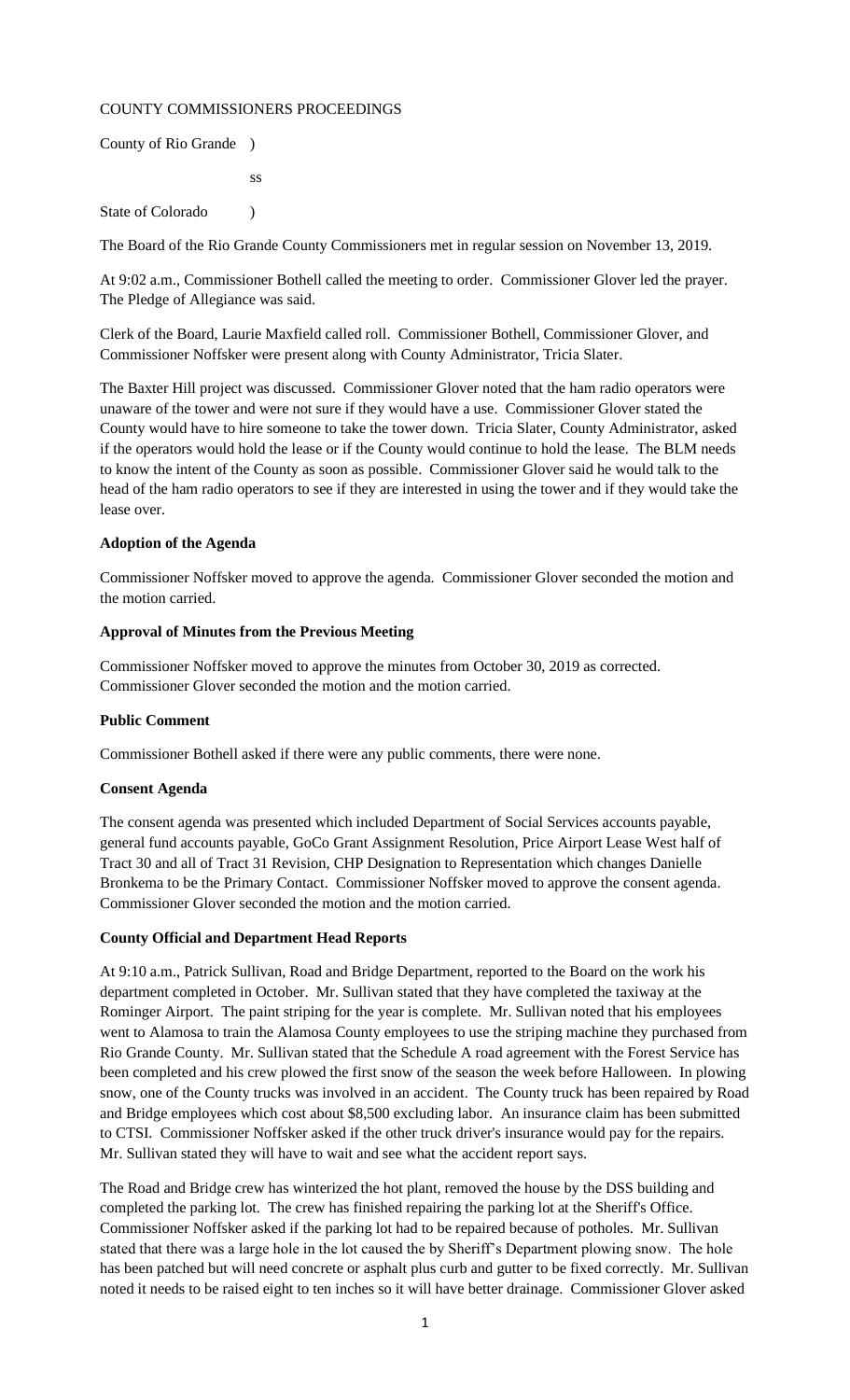COUNTY COMMISSIONERS PROCEEDINGS

County of Rio Grande )

ss

State of Colorado )

The Board of the Rio Grande County Commissioners met in regular session on November 13, 2019.

At 9:02 a.m., Commissioner Bothell called the meeting to order. Commissioner Glover led the prayer. The Pledge of Allegiance was said.

Clerk of the Board, Laurie Maxfield called roll. Commissioner Bothell, Commissioner Glover, and Commissioner Noffsker were present along with County Administrator, Tricia Slater.

The Baxter Hill project was discussed. Commissioner Glover noted that the ham radio operators were unaware of the tower and were not sure if they would have a use. Commissioner Glover stated the County would have to hire someone to take the tower down. Tricia Slater, County Administrator, asked if the operators would hold the lease or if the County would continue to hold the lease. The BLM needs to know the intent of the County as soon as possible. Commissioner Glover said he would talk to the head of the ham radio operators to see if they are interested in using the tower and if they would take the lease over.

**Adoption of the Agenda**

Commissioner Noffsker moved to approve the agenda. Commissioner Glover seconded the motion and the motion carried.

**Approval of Minutes from the Previous Meeting**

Commissioner Noffsker moved to approve the minutes from October 30, 2019 as corrected. Commissioner Glover seconded the motion and the motion carried.

**Public Comment**

Commissioner Bothell asked if there were any public comments, there were none.

**Consent Agenda**

The consent agenda was presented which included Department of Social Services accounts payable, general fund accounts payable, GoCo Grant Assignment Resolution, Price Airport Lease West half of Tract 30 and all of Tract 31 Revision, CHP Designation to Representation which changes Danielle Bronkema to be the Primary Contact. Commissioner Noffsker moved to approve the consent agenda. Commissioner Glover seconded the motion and the motion carried.

**County Official and Department Head Reports**

At 9:10 a.m., Patrick Sullivan, Road and Bridge Department, reported to the Board on the work his department completed in October. Mr. Sullivan stated that they have completed the taxiway at the Rominger Airport. The paint striping for the year is complete. Mr. Sullivan noted that his employees went to Alamosa to train the Alamosa County employees to use the striping machine they purchased from Rio Grande County. Mr. Sullivan stated that the Schedule A road agreement with the Forest Service has been completed and his crew plowed the first snow of the season the week before Halloween. In plowing snow, one of the County trucks was involved in an accident. The County truck has been repaired by Road and Bridge employees which cost about $8,500 excluding labor. An insurance claim has been submitted to CTSI. Commissioner Noffsker asked if the other truck driver's insurance would pay for the repairs. Mr. Sullivan stated they will have to wait and see what the accident report says.

The Road and Bridge crew has winterized the hot plant, removed the house by the DSS building and completed the parking lot. The crew has finished repairing the parking lot at the Sheriff's Office. Commissioner Noffsker asked if the parking lot had to be repaired because of potholes. Mr. Sullivan stated that there was a large hole in the lot caused the by Sheriff's Department plowing snow. The hole has been patched but will need concrete or asphalt plus curb and gutter to be fixed correctly. Mr. Sullivan noted it needs to be raised eight to ten inches so it will have better drainage. Commissioner Glover asked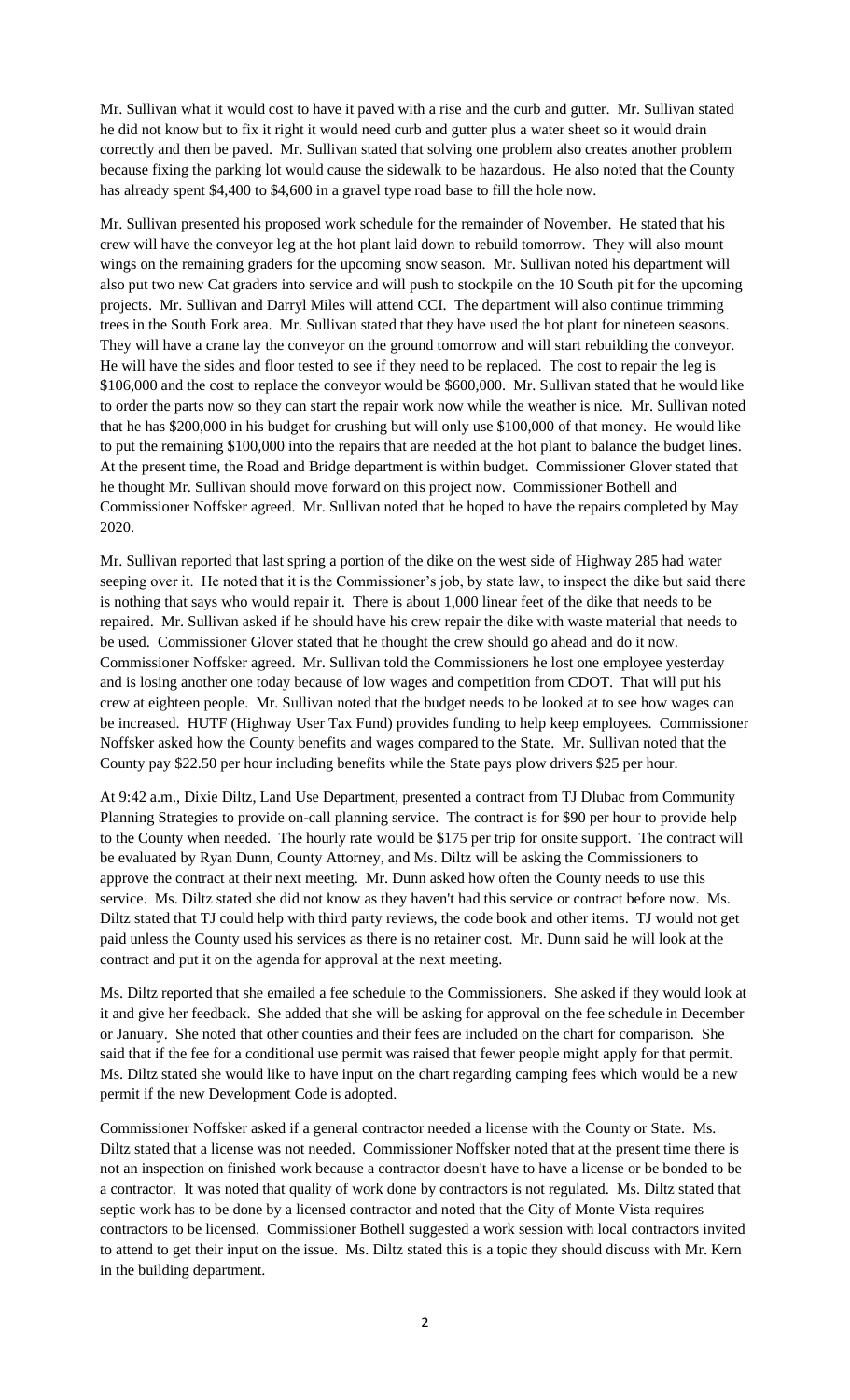Mr. Sullivan what it would cost to have it paved with a rise and the curb and gutter. Mr. Sullivan stated he did not know but to fix it right it would need curb and gutter plus a water sheet so it would drain correctly and then be paved. Mr. Sullivan stated that solving one problem also creates another problem because fixing the parking lot would cause the sidewalk to be hazardous. He also noted that the County has already spent $4,400 to $4,600 in a gravel type road base to fill the hole now.

Mr. Sullivan presented his proposed work schedule for the remainder of November. He stated that his crew will have the conveyor leg at the hot plant laid down to rebuild tomorrow. They will also mount wings on the remaining graders for the upcoming snow season. Mr. Sullivan noted his department will also put two new Cat graders into service and will push to stockpile on the 10 South pit for the upcoming projects. Mr. Sullivan and Darryl Miles will attend CCI. The department will also continue trimming trees in the South Fork area. Mr. Sullivan stated that they have used the hot plant for nineteen seasons. They will have a crane lay the conveyor on the ground tomorrow and will start rebuilding the conveyor. He will have the sides and floor tested to see if they need to be replaced. The cost to repair the leg is $106,000 and the cost to replace the conveyor would be $600,000. Mr. Sullivan stated that he would like to order the parts now so they can start the repair work now while the weather is nice. Mr. Sullivan noted that he has $200,000 in his budget for crushing but will only use $100,000 of that money. He would like to put the remaining $100,000 into the repairs that are needed at the hot plant to balance the budget lines. At the present time, the Road and Bridge department is within budget. Commissioner Glover stated that he thought Mr. Sullivan should move forward on this project now. Commissioner Bothell and Commissioner Noffsker agreed. Mr. Sullivan noted that he hoped to have the repairs completed by May 2020.

Mr. Sullivan reported that last spring a portion of the dike on the west side of Highway 285 had water seeping over it. He noted that it is the Commissioner's job, by state law, to inspect the dike but said there is nothing that says who would repair it. There is about 1,000 linear feet of the dike that needs to be repaired. Mr. Sullivan asked if he should have his crew repair the dike with waste material that needs to be used. Commissioner Glover stated that he thought the crew should go ahead and do it now. Commissioner Noffsker agreed. Mr. Sullivan told the Commissioners he lost one employee yesterday and is losing another one today because of low wages and competition from CDOT. That will put his crew at eighteen people. Mr. Sullivan noted that the budget needs to be looked at to see how wages can be increased. HUTF (Highway User Tax Fund) provides funding to help keep employees. Commissioner Noffsker asked how the County benefits and wages compared to the State. Mr. Sullivan noted that the County pay $22.50 per hour including benefits while the State pays plow drivers $25 per hour.

At 9:42 a.m., Dixie Diltz, Land Use Department, presented a contract from TJ Dlubac from Community Planning Strategies to provide on-call planning service. The contract is for $90 per hour to provide help to the County when needed. The hourly rate would be $175 per trip for onsite support. The contract will be evaluated by Ryan Dunn, County Attorney, and Ms. Diltz will be asking the Commissioners to approve the contract at their next meeting. Mr. Dunn asked how often the County needs to use this service. Ms. Diltz stated she did not know as they haven't had this service or contract before now. Ms. Diltz stated that TJ could help with third party reviews, the code book and other items. TJ would not get paid unless the County used his services as there is no retainer cost. Mr. Dunn said he will look at the contract and put it on the agenda for approval at the next meeting.

Ms. Diltz reported that she emailed a fee schedule to the Commissioners. She asked if they would look at it and give her feedback. She added that she will be asking for approval on the fee schedule in December or January. She noted that other counties and their fees are included on the chart for comparison. She said that if the fee for a conditional use permit was raised that fewer people might apply for that permit. Ms. Diltz stated she would like to have input on the chart regarding camping fees which would be a new permit if the new Development Code is adopted.

Commissioner Noffsker asked if a general contractor needed a license with the County or State. Ms. Diltz stated that a license was not needed. Commissioner Noffsker noted that at the present time there is not an inspection on finished work because a contractor doesn't have to have a license or be bonded to be a contractor. It was noted that quality of work done by contractors is not regulated. Ms. Diltz stated that septic work has to be done by a licensed contractor and noted that the City of Monte Vista requires contractors to be licensed. Commissioner Bothell suggested a work session with local contractors invited to attend to get their input on the issue. Ms. Diltz stated this is a topic they should discuss with Mr. Kern in the building department.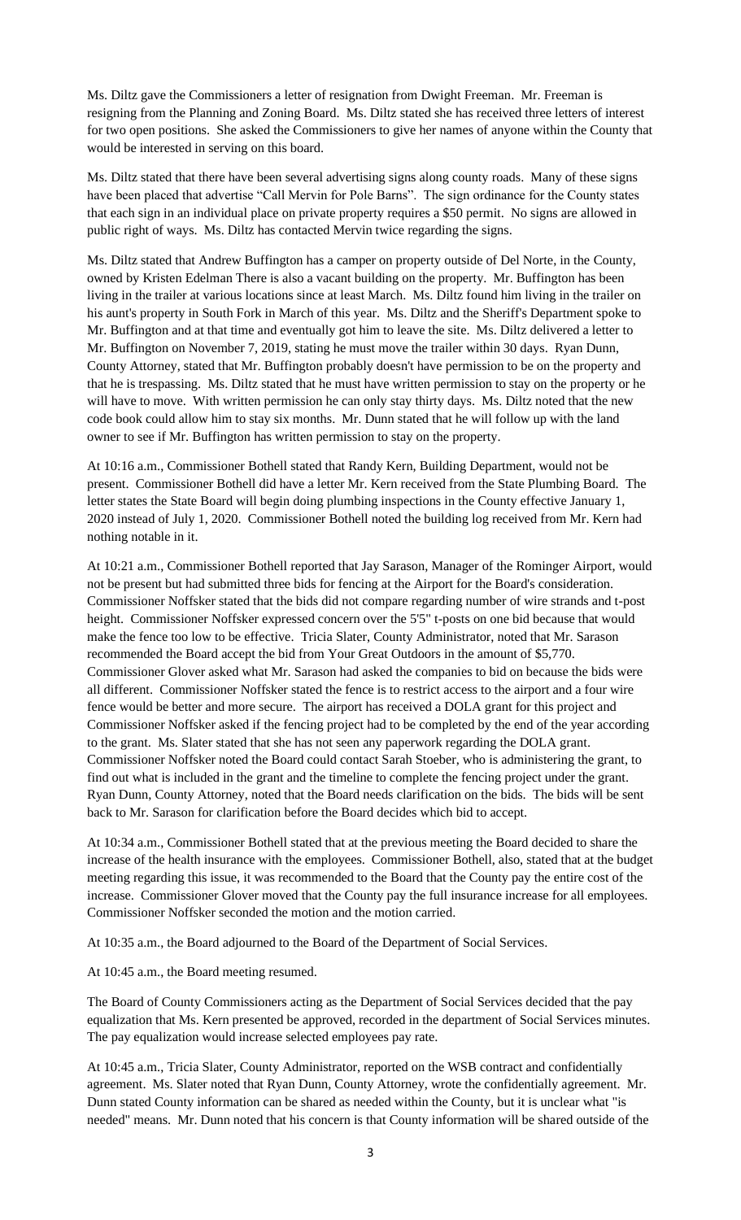Ms. Diltz gave the Commissioners a letter of resignation from Dwight Freeman. Mr. Freeman is resigning from the Planning and Zoning Board. Ms. Diltz stated she has received three letters of interest for two open positions. She asked the Commissioners to give her names of anyone within the County that would be interested in serving on this board.

Ms. Diltz stated that there have been several advertising signs along county roads. Many of these signs have been placed that advertise "Call Mervin for Pole Barns". The sign ordinance for the County states that each sign in an individual place on private property requires a $50 permit. No signs are allowed in public right of ways. Ms. Diltz has contacted Mervin twice regarding the signs.

Ms. Diltz stated that Andrew Buffington has a camper on property outside of Del Norte, in the County, owned by Kristen Edelman There is also a vacant building on the property. Mr. Buffington has been living in the trailer at various locations since at least March. Ms. Diltz found him living in the trailer on his aunt's property in South Fork in March of this year. Ms. Diltz and the Sheriff's Department spoke to Mr. Buffington and at that time and eventually got him to leave the site. Ms. Diltz delivered a letter to Mr. Buffington on November 7, 2019, stating he must move the trailer within 30 days. Ryan Dunn, County Attorney, stated that Mr. Buffington probably doesn't have permission to be on the property and that he is trespassing. Ms. Diltz stated that he must have written permission to stay on the property or he will have to move. With written permission he can only stay thirty days. Ms. Diltz noted that the new code book could allow him to stay six months. Mr. Dunn stated that he will follow up with the land owner to see if Mr. Buffington has written permission to stay on the property.

At 10:16 a.m., Commissioner Bothell stated that Randy Kern, Building Department, would not be present. Commissioner Bothell did have a letter Mr. Kern received from the State Plumbing Board. The letter states the State Board will begin doing plumbing inspections in the County effective January 1, 2020 instead of July 1, 2020. Commissioner Bothell noted the building log received from Mr. Kern had nothing notable in it.

At 10:21 a.m., Commissioner Bothell reported that Jay Sarason, Manager of the Rominger Airport, would not be present but had submitted three bids for fencing at the Airport for the Board's consideration. Commissioner Noffsker stated that the bids did not compare regarding number of wire strands and t-post height. Commissioner Noffsker expressed concern over the 5'5" t-posts on one bid because that would make the fence too low to be effective. Tricia Slater, County Administrator, noted that Mr. Sarason recommended the Board accept the bid from Your Great Outdoors in the amount of $5,770. Commissioner Glover asked what Mr. Sarason had asked the companies to bid on because the bids were all different. Commissioner Noffsker stated the fence is to restrict access to the airport and a four wire fence would be better and more secure. The airport has received a DOLA grant for this project and Commissioner Noffsker asked if the fencing project had to be completed by the end of the year according to the grant. Ms. Slater stated that she has not seen any paperwork regarding the DOLA grant. Commissioner Noffsker noted the Board could contact Sarah Stoeber, who is administering the grant, to find out what is included in the grant and the timeline to complete the fencing project under the grant. Ryan Dunn, County Attorney, noted that the Board needs clarification on the bids. The bids will be sent back to Mr. Sarason for clarification before the Board decides which bid to accept.

At 10:34 a.m., Commissioner Bothell stated that at the previous meeting the Board decided to share the increase of the health insurance with the employees. Commissioner Bothell, also, stated that at the budget meeting regarding this issue, it was recommended to the Board that the County pay the entire cost of the increase. Commissioner Glover moved that the County pay the full insurance increase for all employees. Commissioner Noffsker seconded the motion and the motion carried.

At 10:35 a.m., the Board adjourned to the Board of the Department of Social Services.

At 10:45 a.m., the Board meeting resumed.

The Board of County Commissioners acting as the Department of Social Services decided that the pay equalization that Ms. Kern presented be approved, recorded in the department of Social Services minutes. The pay equalization would increase selected employees pay rate.

At 10:45 a.m., Tricia Slater, County Administrator, reported on the WSB contract and confidentially agreement. Ms. Slater noted that Ryan Dunn, County Attorney, wrote the confidentially agreement. Mr. Dunn stated County information can be shared as needed within the County, but it is unclear what "is needed" means. Mr. Dunn noted that his concern is that County information will be shared outside of the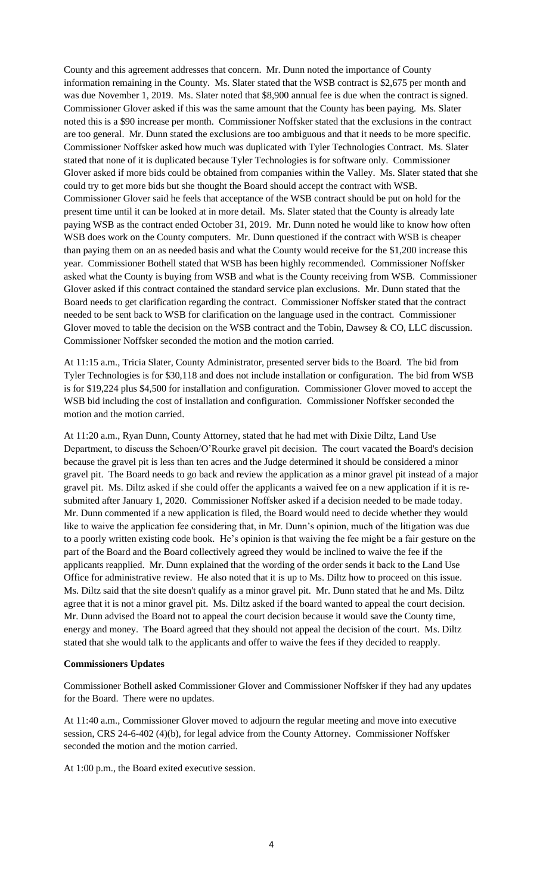County and this agreement addresses that concern. Mr. Dunn noted the importance of County information remaining in the County. Ms. Slater stated that the WSB contract is $2,675 per month and was due November 1, 2019. Ms. Slater noted that $8,900 annual fee is due when the contract is signed. Commissioner Glover asked if this was the same amount that the County has been paying. Ms. Slater noted this is a $90 increase per month. Commissioner Noffsker stated that the exclusions in the contract are too general. Mr. Dunn stated the exclusions are too ambiguous and that it needs to be more specific. Commissioner Noffsker asked how much was duplicated with Tyler Technologies Contract. Ms. Slater stated that none of it is duplicated because Tyler Technologies is for software only. Commissioner Glover asked if more bids could be obtained from companies within the Valley. Ms. Slater stated that she could try to get more bids but she thought the Board should accept the contract with WSB. Commissioner Glover said he feels that acceptance of the WSB contract should be put on hold for the present time until it can be looked at in more detail. Ms. Slater stated that the County is already late paying WSB as the contract ended October 31, 2019. Mr. Dunn noted he would like to know how often WSB does work on the County computers. Mr. Dunn questioned if the contract with WSB is cheaper than paying them on an as needed basis and what the County would receive for the $1,200 increase this year. Commissioner Bothell stated that WSB has been highly recommended. Commissioner Noffsker asked what the County is buying from WSB and what is the County receiving from WSB. Commissioner Glover asked if this contract contained the standard service plan exclusions. Mr. Dunn stated that the Board needs to get clarification regarding the contract. Commissioner Noffsker stated that the contract needed to be sent back to WSB for clarification on the language used in the contract. Commissioner Glover moved to table the decision on the WSB contract and the Tobin, Dawsey & CO, LLC discussion. Commissioner Noffsker seconded the motion and the motion carried.

At 11:15 a.m., Tricia Slater, County Administrator, presented server bids to the Board. The bid from Tyler Technologies is for $30,118 and does not include installation or configuration. The bid from WSB is for $19,224 plus $4,500 for installation and configuration. Commissioner Glover moved to accept the WSB bid including the cost of installation and configuration. Commissioner Noffsker seconded the motion and the motion carried.

At 11:20 a.m., Ryan Dunn, County Attorney, stated that he had met with Dixie Diltz, Land Use Department, to discuss the Schoen/O'Rourke gravel pit decision. The court vacated the Board's decision because the gravel pit is less than ten acres and the Judge determined it should be considered a minor gravel pit. The Board needs to go back and review the application as a minor gravel pit instead of a major gravel pit. Ms. Diltz asked if she could offer the applicants a waived fee on a new application if it is re-submited after January 1, 2020. Commissioner Noffsker asked if a decision needed to be made today. Mr. Dunn commented if a new application is filed, the Board would need to decide whether they would like to waive the application fee considering that, in Mr. Dunn's opinion, much of the litigation was due to a poorly written existing code book. He's opinion is that waiving the fee might be a fair gesture on the part of the Board and the Board collectively agreed they would be inclined to waive the fee if the applicants reapplied. Mr. Dunn explained that the wording of the order sends it back to the Land Use Office for administrative review. He also noted that it is up to Ms. Diltz how to proceed on this issue. Ms. Diltz said that the site doesn't qualify as a minor gravel pit. Mr. Dunn stated that he and Ms. Diltz agree that it is not a minor gravel pit. Ms. Diltz asked if the board wanted to appeal the court decision. Mr. Dunn advised the Board not to appeal the court decision because it would save the County time, energy and money. The Board agreed that they should not appeal the decision of the court. Ms. Diltz stated that she would talk to the applicants and offer to waive the fees if they decided to reapply.

**Commissioners Updates**

Commissioner Bothell asked Commissioner Glover and Commissioner Noffsker if they had any updates for the Board. There were no updates.

At 11:40 a.m., Commissioner Glover moved to adjourn the regular meeting and move into executive session, CRS 24-6-402 (4)(b), for legal advice from the County Attorney. Commissioner Noffsker seconded the motion and the motion carried.

At 1:00 p.m., the Board exited executive session.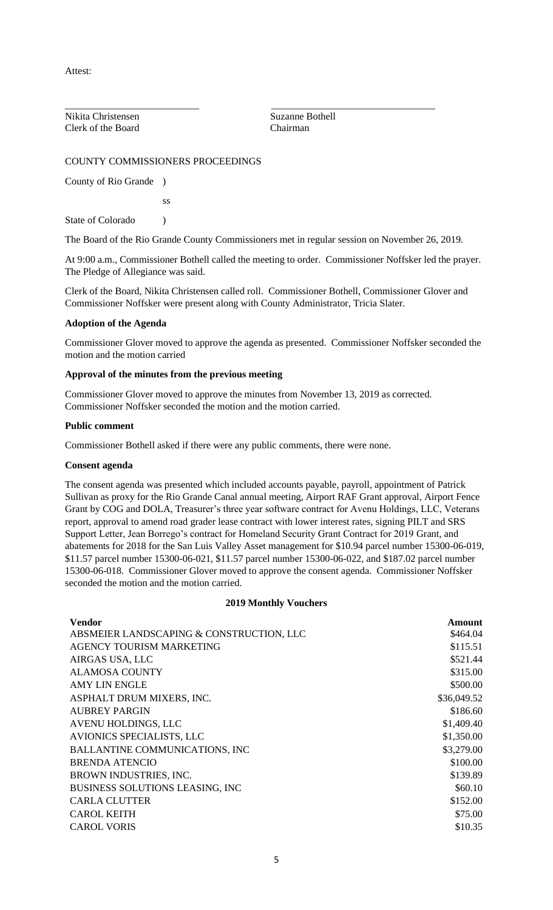Attest:

\_\_\_\_\_\_\_\_\_\_\_\_\_\_\_\_\_\_\_\_\_\_\_\_\_\_\_ \_\_\_\_\_\_\_\_\_\_\_\_\_\_\_\_\_\_\_\_\_\_\_\_\_\_\_\_\_\_\_\_\_

Nikita Christensen — Clerk of the Board

Suzanne Bothell — Chairman

COUNTY COMMISSIONERS PROCEEDINGS

County of Rio Grande )

ss

State of Colorado )

The Board of the Rio Grande County Commissioners met in regular session on November 26, 2019.

At 9:00 a.m., Commissioner Bothell called the meeting to order. Commissioner Noffsker led the prayer. The Pledge of Allegiance was said.

Clerk of the Board, Nikita Christensen called roll. Commissioner Bothell, Commissioner Glover and Commissioner Noffsker were present along with County Administrator, Tricia Slater.

**Adoption of the Agenda**

Commissioner Glover moved to approve the agenda as presented. Commissioner Noffsker seconded the motion and the motion carried

**Approval of the minutes from the previous meeting**

Commissioner Glover moved to approve the minutes from November 13, 2019 as corrected. Commissioner Noffsker seconded the motion and the motion carried.

**Public comment**

Commissioner Bothell asked if there were any public comments, there were none.

**Consent agenda**

The consent agenda was presented which included accounts payable, payroll, appointment of Patrick Sullivan as proxy for the Rio Grande Canal annual meeting, Airport RAF Grant approval, Airport Fence Grant by COG and DOLA, Treasurer's three year software contract for Avenu Holdings, LLC, Veterans report, approval to amend road grader lease contract with lower interest rates, signing PILT and SRS Support Letter, Jean Borrego's contract for Homeland Security Grant Contract for 2019 Grant, and abatements for 2018 for the San Luis Valley Asset management for $10.94 parcel number 15300-06-019, $11.57 parcel number 15300-06-021, $11.57 parcel number 15300-06-022, and $187.02 parcel number 15300-06-018. Commissioner Glover moved to approve the consent agenda. Commissioner Noffsker seconded the motion and the motion carried.

**2019 Monthly Vouchers**

| Vendor | Amount |
|---|---|
| ABSMEIER LANDSCAPING & CONSTRUCTION, LLC | $464.04 |
| AGENCY TOURISM MARKETING | $115.51 |
| AIRGAS USA, LLC | $521.44 |
| ALAMOSA COUNTY | $315.00 |
| AMY LIN ENGLE | $500.00 |
| ASPHALT DRUM MIXERS, INC. | $36,049.52 |
| AUBREY PARGIN | $186.60 |
| AVENU HOLDINGS, LLC | $1,409.40 |
| AVIONICS SPECIALISTS, LLC | $1,350.00 |
| BALLANTINE COMMUNICATIONS, INC | $3,279.00 |
| BRENDA ATENCIO | $100.00 |
| BROWN INDUSTRIES, INC. | $139.89 |
| BUSINESS SOLUTIONS LEASING, INC | $60.10 |
| CARLA CLUTTER | $152.00 |
| CAROL KEITH | $75.00 |
| CAROL VORIS | $10.35 |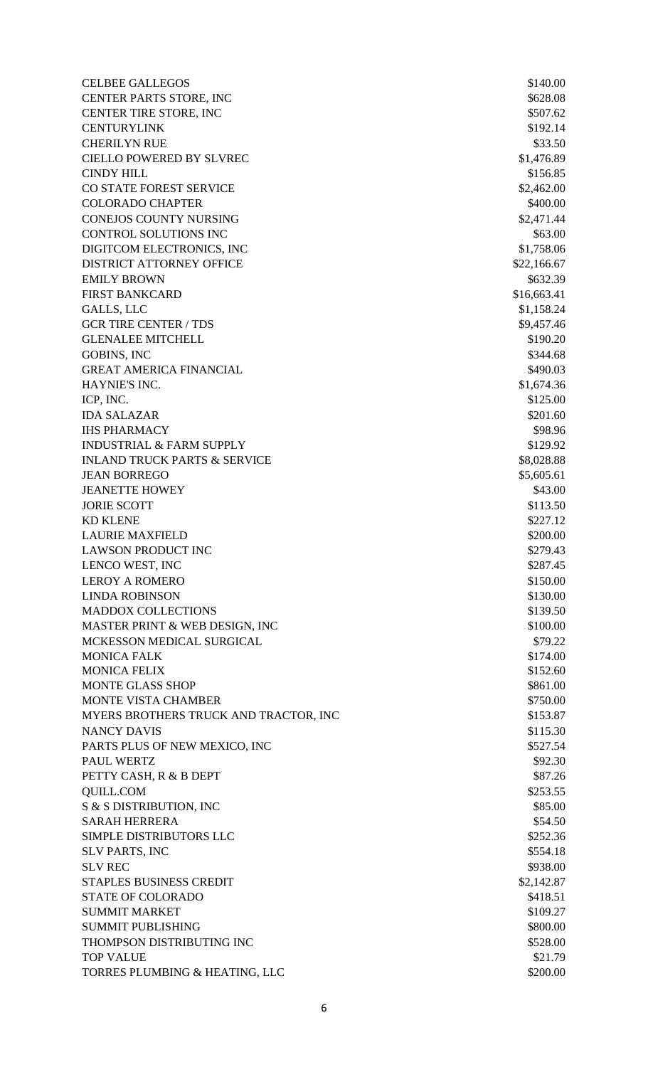| | |
|---|---|
| CELBEE GALLEGOS | $140.00 |
| CENTER PARTS STORE, INC | $628.08 |
| CENTER TIRE STORE, INC | $507.62 |
| CENTURYLINK | $192.14 |
| CHERILYN RUE | $33.50 |
| CIELLO POWERED BY SLVREC | $1,476.89 |
| CINDY HILL | $156.85 |
| CO STATE FOREST SERVICE | $2,462.00 |
| COLORADO CHAPTER | $400.00 |
| CONEJOS COUNTY NURSING | $2,471.44 |
| CONTROL SOLUTIONS INC | $63.00 |
| DIGITCOM ELECTRONICS, INC | $1,758.06 |
| DISTRICT ATTORNEY OFFICE | $22,166.67 |
| EMILY BROWN | $632.39 |
| FIRST BANKCARD | $16,663.41 |
| GALLS, LLC | $1,158.24 |
| GCR TIRE CENTER / TDS | $9,457.46 |
| GLENALEE MITCHELL | $190.20 |
| GOBINS, INC | $344.68 |
| GREAT AMERICA FINANCIAL | $490.03 |
| HAYNIE'S INC. | $1,674.36 |
| ICP, INC. | $125.00 |
| IDA SALAZAR | $201.60 |
| IHS PHARMACY | $98.96 |
| INDUSTRIAL & FARM SUPPLY | $129.92 |
| INLAND TRUCK PARTS & SERVICE | $8,028.88 |
| JEAN BORREGO | $5,605.61 |
| JEANETTE HOWEY | $43.00 |
| JORIE SCOTT | $113.50 |
| KD KLENE | $227.12 |
| LAURIE MAXFIELD | $200.00 |
| LAWSON PRODUCT INC | $279.43 |
| LENCO WEST, INC | $287.45 |
| LEROY A ROMERO | $150.00 |
| LINDA ROBINSON | $130.00 |
| MADDOX COLLECTIONS | $139.50 |
| MASTER PRINT & WEB DESIGN, INC | $100.00 |
| MCKESSON MEDICAL SURGICAL | $79.22 |
| MONICA FALK | $174.00 |
| MONICA FELIX | $152.60 |
| MONTE GLASS SHOP | $861.00 |
| MONTE VISTA CHAMBER | $750.00 |
| MYERS BROTHERS TRUCK AND TRACTOR, INC | $153.87 |
| NANCY DAVIS | $115.30 |
| PARTS PLUS OF NEW MEXICO, INC | $527.54 |
| PAUL WERTZ | $92.30 |
| PETTY CASH, R & B DEPT | $87.26 |
| QUILL.COM | $253.55 |
| S & S DISTRIBUTION, INC | $85.00 |
| SARAH HERRERA | $54.50 |
| SIMPLE DISTRIBUTORS LLC | $252.36 |
| SLV PARTS, INC | $554.18 |
| SLV REC | $938.00 |
| STAPLES BUSINESS CREDIT | $2,142.87 |
| STATE OF COLORADO | $418.51 |
| SUMMIT MARKET | $109.27 |
| SUMMIT PUBLISHING | $800.00 |
| THOMPSON DISTRIBUTING INC | $528.00 |
| TOP VALUE | $21.79 |
| TORRES PLUMBING & HEATING, LLC | $200.00 |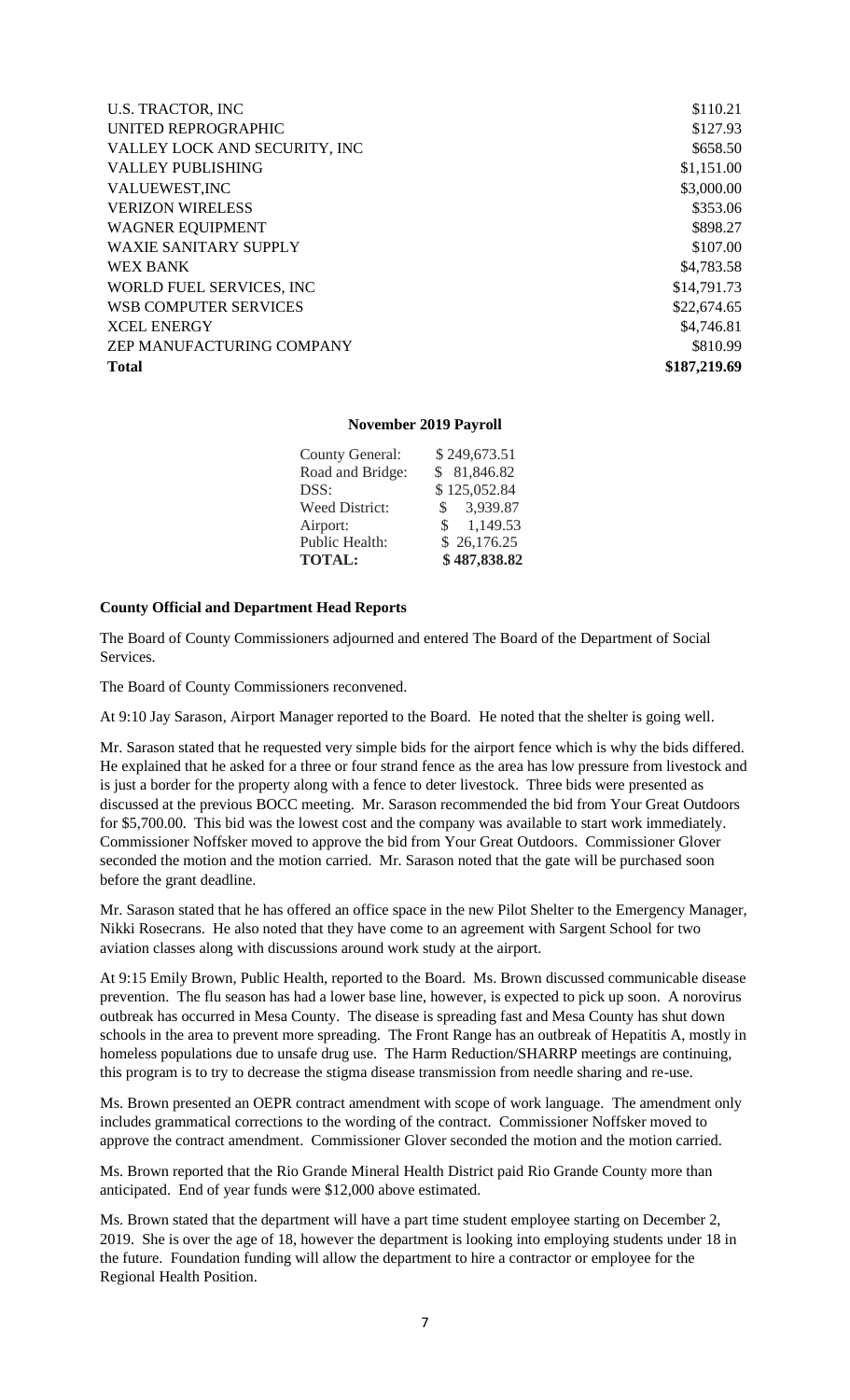| | |
|---|---|
| U.S. TRACTOR, INC | $110.21 |
| UNITED REPROGRAPHIC | $127.93 |
| VALLEY LOCK AND SECURITY, INC | $658.50 |
| VALLEY PUBLISHING | $1,151.00 |
| VALUEWEST,INC | $3,000.00 |
| VERIZON WIRELESS | $353.06 |
| WAGNER EQUIPMENT | $898.27 |
| WAXIE SANITARY SUPPLY | $107.00 |
| WEX BANK | $4,783.58 |
| WORLD FUEL SERVICES, INC | $14,791.73 |
| WSB COMPUTER SERVICES | $22,674.65 |
| XCEL ENERGY | $4,746.81 |
| ZEP MANUFACTURING COMPANY | $810.99 |
| **Total** | **$187,219.69** |

**November 2019 Payroll**

| | |
|---|---|
| County General: | $ 249,673.51 |
| Road and Bridge: | $ 81,846.82 |
| DSS: | $ 125,052.84 |
| Weed District: | $ 3,939.87 |
| Airport: | $ 1,149.53 |
| Public Health: | $ 26,176.25 |
| **TOTAL:** | **$ 487,838.82** |

**County Official and Department Head Reports**

The Board of County Commissioners adjourned and entered The Board of the Department of Social Services.

The Board of County Commissioners reconvened.

At 9:10 Jay Sarason, Airport Manager reported to the Board. He noted that the shelter is going well.

Mr. Sarason stated that he requested very simple bids for the airport fence which is why the bids differed. He explained that he asked for a three or four strand fence as the area has low pressure from livestock and is just a border for the property along with a fence to deter livestock. Three bids were presented as discussed at the previous BOCC meeting. Mr. Sarason recommended the bid from Your Great Outdoors for $5,700.00. This bid was the lowest cost and the company was available to start work immediately. Commissioner Noffsker moved to approve the bid from Your Great Outdoors. Commissioner Glover seconded the motion and the motion carried. Mr. Sarason noted that the gate will be purchased soon before the grant deadline.

Mr. Sarason stated that he has offered an office space in the new Pilot Shelter to the Emergency Manager, Nikki Rosecrans. He also noted that they have come to an agreement with Sargent School for two aviation classes along with discussions around work study at the airport.

At 9:15 Emily Brown, Public Health, reported to the Board. Ms. Brown discussed communicable disease prevention. The flu season has had a lower base line, however, is expected to pick up soon. A norovirus outbreak has occurred in Mesa County. The disease is spreading fast and Mesa County has shut down schools in the area to prevent more spreading. The Front Range has an outbreak of Hepatitis A, mostly in homeless populations due to unsafe drug use. The Harm Reduction/SHARRP meetings are continuing, this program is to try to decrease the stigma disease transmission from needle sharing and re-use.

Ms. Brown presented an OEPR contract amendment with scope of work language. The amendment only includes grammatical corrections to the wording of the contract. Commissioner Noffsker moved to approve the contract amendment. Commissioner Glover seconded the motion and the motion carried.

Ms. Brown reported that the Rio Grande Mineral Health District paid Rio Grande County more than anticipated. End of year funds were $12,000 above estimated.

Ms. Brown stated that the department will have a part time student employee starting on December 2, 2019. She is over the age of 18, however the department is looking into employing students under 18 in the future. Foundation funding will allow the department to hire a contractor or employee for the Regional Health Position.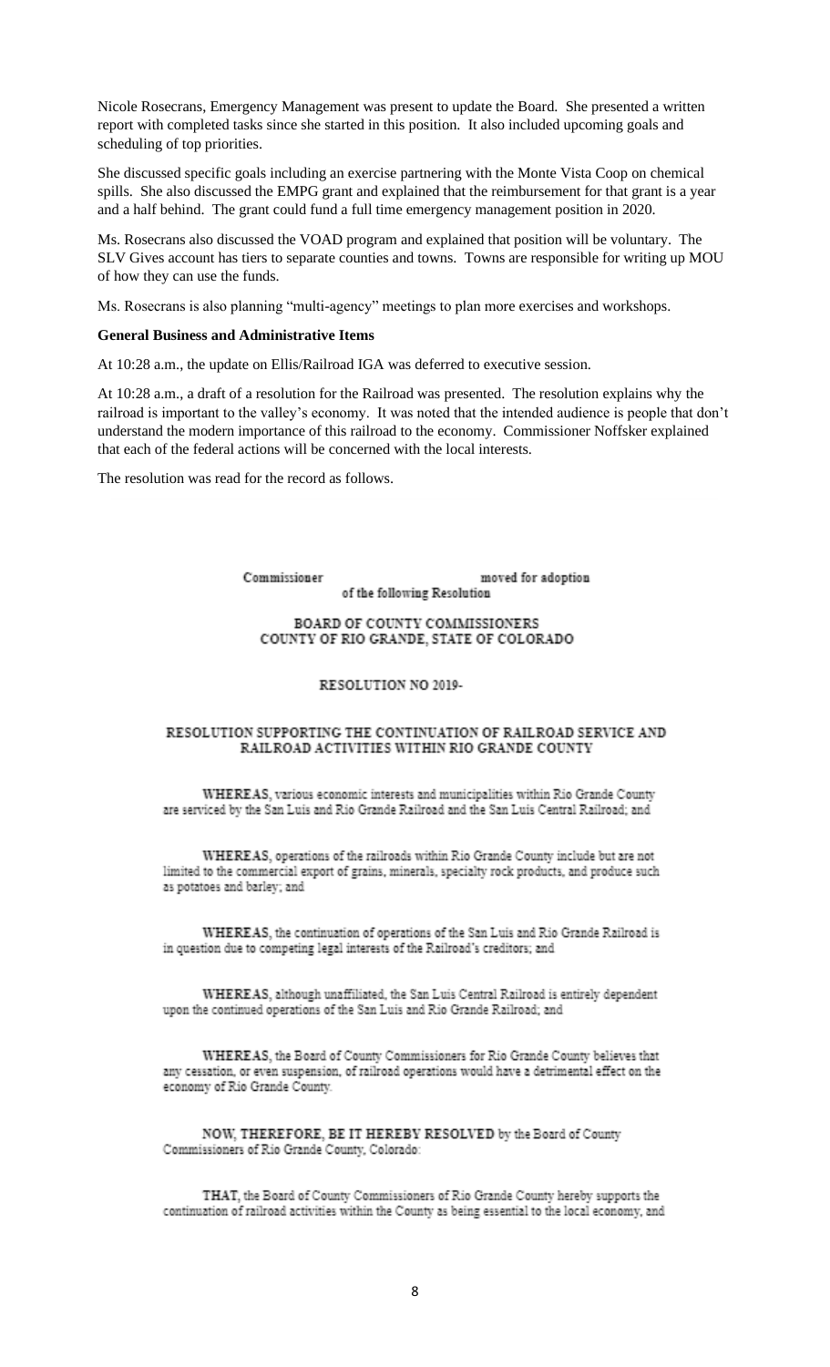Nicole Rosecrans, Emergency Management was present to update the Board. She presented a written report with completed tasks since she started in this position. It also included upcoming goals and scheduling of top priorities.

She discussed specific goals including an exercise partnering with the Monte Vista Coop on chemical spills. She also discussed the EMPG grant and explained that the reimbursement for that grant is a year and a half behind. The grant could fund a full time emergency management position in 2020.

Ms. Rosecrans also discussed the VOAD program and explained that position will be voluntary. The SLV Gives account has tiers to separate counties and towns. Towns are responsible for writing up MOU of how they can use the funds.

Ms. Rosecrans is also planning "multi-agency" meetings to plan more exercises and workshops.

**General Business and Administrative Items**

At 10:28 a.m., the update on Ellis/Railroad IGA was deferred to executive session.

At 10:28 a.m., a draft of a resolution for the Railroad was presented. The resolution explains why the railroad is important to the valley's economy. It was noted that the intended audience is people that don't understand the modern importance of this railroad to the economy. Commissioner Noffsker explained that each of the federal actions will be concerned with the local interests.

The resolution was read for the record as follows.

Commissioner moved for adoption of the following Resolution

BOARD OF COUNTY COMMISSIONERS
COUNTY OF RIO GRANDE, STATE OF COLORADO

RESOLUTION NO 2019-

RESOLUTION SUPPORTING THE CONTINUATION OF RAILROAD SERVICE AND RAILROAD ACTIVITIES WITHIN RIO GRANDE COUNTY

**WHEREAS**, various economic interests and municipalities within Rio Grande County are serviced by the San Luis and Rio Grande Railroad and the San Luis Central Railroad; and

**WHEREAS**, operations of the railroads within Rio Grande County include but are not limited to the commercial export of grains, minerals, specialty rock products, and produce such as potatoes and barley; and

**WHEREAS**, the continuation of operations of the San Luis and Rio Grande Railroad is in question due to competing legal interests of the Railroad's creditors; and

**WHEREAS**, although unaffiliated, the San Luis Central Railroad is entirely dependent upon the continued operations of the San Luis and Rio Grande Railroad; and

**WHEREAS**, the Board of County Commissioners for Rio Grande County believes that any cessation, or even suspension, of railroad operations would have a detrimental effect on the economy of Rio Grande County.

**NOW, THEREFORE, BE IT HEREBY RESOLVED** by the Board of County Commissioners of Rio Grande County, Colorado:

**THAT**, the Board of County Commissioners of Rio Grande County hereby supports the continuation of railroad activities within the County as being essential to the local economy, and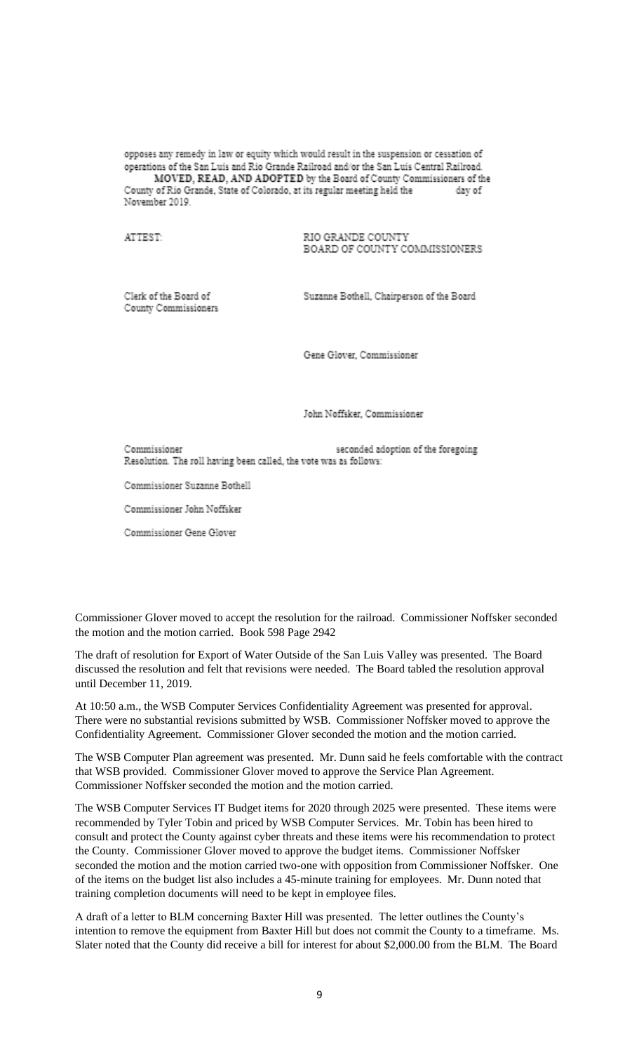opposes any remedy in law or equity which would result in the suspension or cessation of operations of the San Luis and Rio Grande Railroad and/or the San Luis Central Railroad.

**MOVED, READ, AND ADOPTED** by the Board of County Commissioners of the County of Rio Grande, State of Colorado, at its regular meeting held the day of November 2019.

ATTEST:

RIO GRANDE COUNTY
BOARD OF COUNTY COMMISSIONERS

Clerk of the Board of
County Commissioners

Suzanne Bothell, Chairperson of the Board

Gene Glover, Commissioner

John Noffsker, Commissioner

Commissioner seconded adoption of the foregoing Resolution. The roll having been called, the vote was as follows:

Commissioner Suzanne Bothell

Commissioner John Noffsker

Commissioner Gene Glover

Commissioner Glover moved to accept the resolution for the railroad. Commissioner Noffsker seconded the motion and the motion carried. Book 598 Page 2942

The draft of resolution for Export of Water Outside of the San Luis Valley was presented. The Board discussed the resolution and felt that revisions were needed. The Board tabled the resolution approval until December 11, 2019.

At 10:50 a.m., the WSB Computer Services Confidentiality Agreement was presented for approval. There were no substantial revisions submitted by WSB. Commissioner Noffsker moved to approve the Confidentiality Agreement. Commissioner Glover seconded the motion and the motion carried.

The WSB Computer Plan agreement was presented. Mr. Dunn said he feels comfortable with the contract that WSB provided. Commissioner Glover moved to approve the Service Plan Agreement. Commissioner Noffsker seconded the motion and the motion carried.

The WSB Computer Services IT Budget items for 2020 through 2025 were presented. These items were recommended by Tyler Tobin and priced by WSB Computer Services. Mr. Tobin has been hired to consult and protect the County against cyber threats and these items were his recommendation to protect the County. Commissioner Glover moved to approve the budget items. Commissioner Noffsker seconded the motion and the motion carried two-one with opposition from Commissioner Noffsker. One of the items on the budget list also includes a 45-minute training for employees. Mr. Dunn noted that training completion documents will need to be kept in employee files.

A draft of a letter to BLM concerning Baxter Hill was presented. The letter outlines the County's intention to remove the equipment from Baxter Hill but does not commit the County to a timeframe. Ms. Slater noted that the County did receive a bill for interest for about $2,000.00 from the BLM. The Board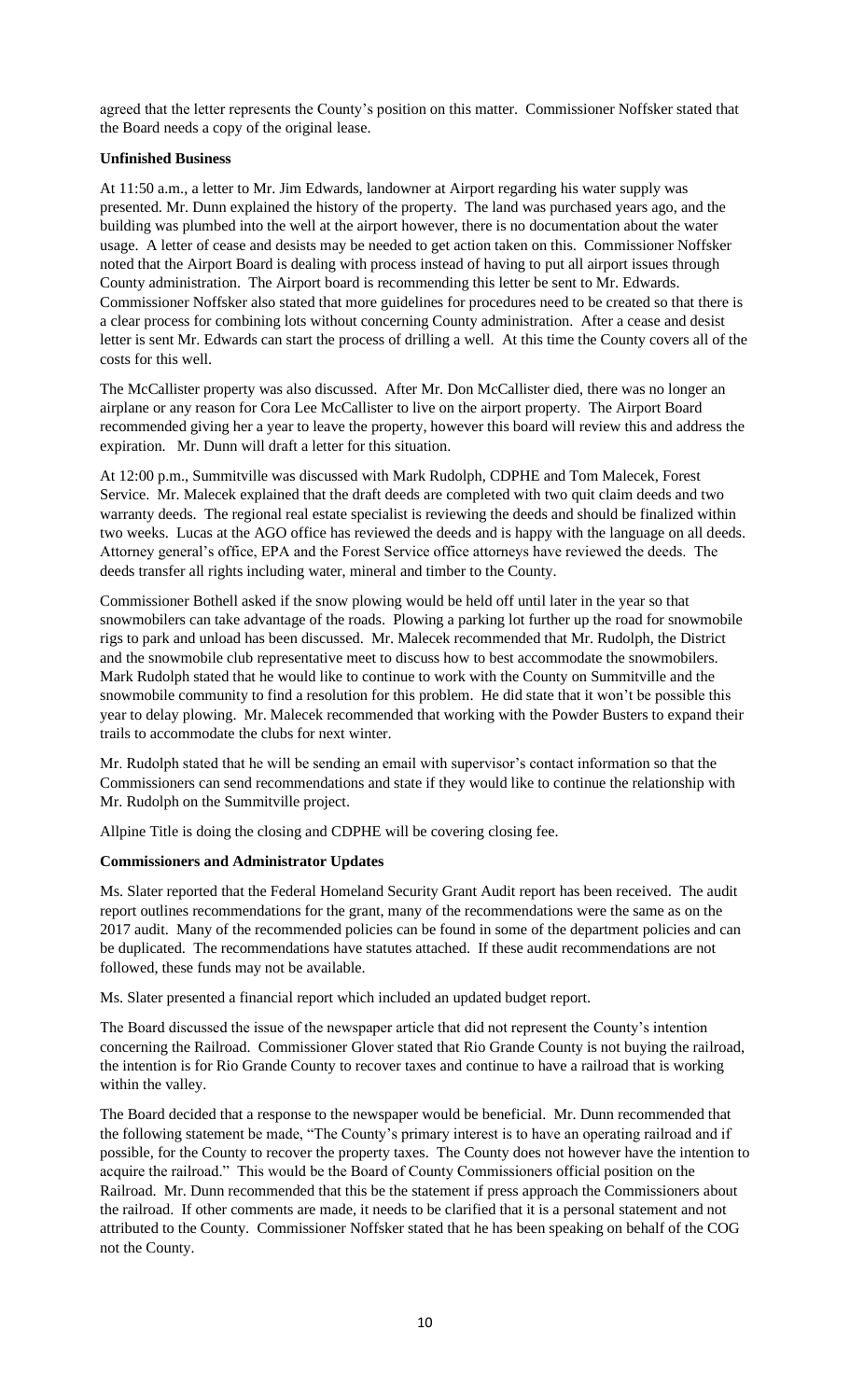agreed that the letter represents the County's position on this matter. Commissioner Noffsker stated that the Board needs a copy of the original lease.

**Unfinished Business**

At 11:50 a.m., a letter to Mr. Jim Edwards, landowner at Airport regarding his water supply was presented. Mr. Dunn explained the history of the property. The land was purchased years ago, and the building was plumbed into the well at the airport however, there is no documentation about the water usage. A letter of cease and desists may be needed to get action taken on this. Commissioner Noffsker noted that the Airport Board is dealing with process instead of having to put all airport issues through County administration. The Airport board is recommending this letter be sent to Mr. Edwards. Commissioner Noffsker also stated that more guidelines for procedures need to be created so that there is a clear process for combining lots without concerning County administration. After a cease and desist letter is sent Mr. Edwards can start the process of drilling a well. At this time the County covers all of the costs for this well.

The McCallister property was also discussed. After Mr. Don McCallister died, there was no longer an airplane or any reason for Cora Lee McCallister to live on the airport property. The Airport Board recommended giving her a year to leave the property, however this board will review this and address the expiration. Mr. Dunn will draft a letter for this situation.

At 12:00 p.m., Summitville was discussed with Mark Rudolph, CDPHE and Tom Malecek, Forest Service. Mr. Malecek explained that the draft deeds are completed with two quit claim deeds and two warranty deeds. The regional real estate specialist is reviewing the deeds and should be finalized within two weeks. Lucas at the AGO office has reviewed the deeds and is happy with the language on all deeds. Attorney general's office, EPA and the Forest Service office attorneys have reviewed the deeds. The deeds transfer all rights including water, mineral and timber to the County.

Commissioner Bothell asked if the snow plowing would be held off until later in the year so that snowmobilers can take advantage of the roads. Plowing a parking lot further up the road for snowmobile rigs to park and unload has been discussed. Mr. Malecek recommended that Mr. Rudolph, the District and the snowmobile club representative meet to discuss how to best accommodate the snowmobilers. Mark Rudolph stated that he would like to continue to work with the County on Summitville and the snowmobile community to find a resolution for this problem. He did state that it won't be possible this year to delay plowing. Mr. Malecek recommended that working with the Powder Busters to expand their trails to accommodate the clubs for next winter.

Mr. Rudolph stated that he will be sending an email with supervisor's contact information so that the Commissioners can send recommendations and state if they would like to continue the relationship with Mr. Rudolph on the Summitville project.

Allpine Title is doing the closing and CDPHE will be covering closing fee.

**Commissioners and Administrator Updates**

Ms. Slater reported that the Federal Homeland Security Grant Audit report has been received. The audit report outlines recommendations for the grant, many of the recommendations were the same as on the 2017 audit. Many of the recommended policies can be found in some of the department policies and can be duplicated. The recommendations have statutes attached. If these audit recommendations are not followed, these funds may not be available.

Ms. Slater presented a financial report which included an updated budget report.

The Board discussed the issue of the newspaper article that did not represent the County's intention concerning the Railroad. Commissioner Glover stated that Rio Grande County is not buying the railroad, the intention is for Rio Grande County to recover taxes and continue to have a railroad that is working within the valley.

The Board decided that a response to the newspaper would be beneficial. Mr. Dunn recommended that the following statement be made, "The County's primary interest is to have an operating railroad and if possible, for the County to recover the property taxes. The County does not however have the intention to acquire the railroad." This would be the Board of County Commissioners official position on the Railroad. Mr. Dunn recommended that this be the statement if press approach the Commissioners about the railroad. If other comments are made, it needs to be clarified that it is a personal statement and not attributed to the County. Commissioner Noffsker stated that he has been speaking on behalf of the COG not the County.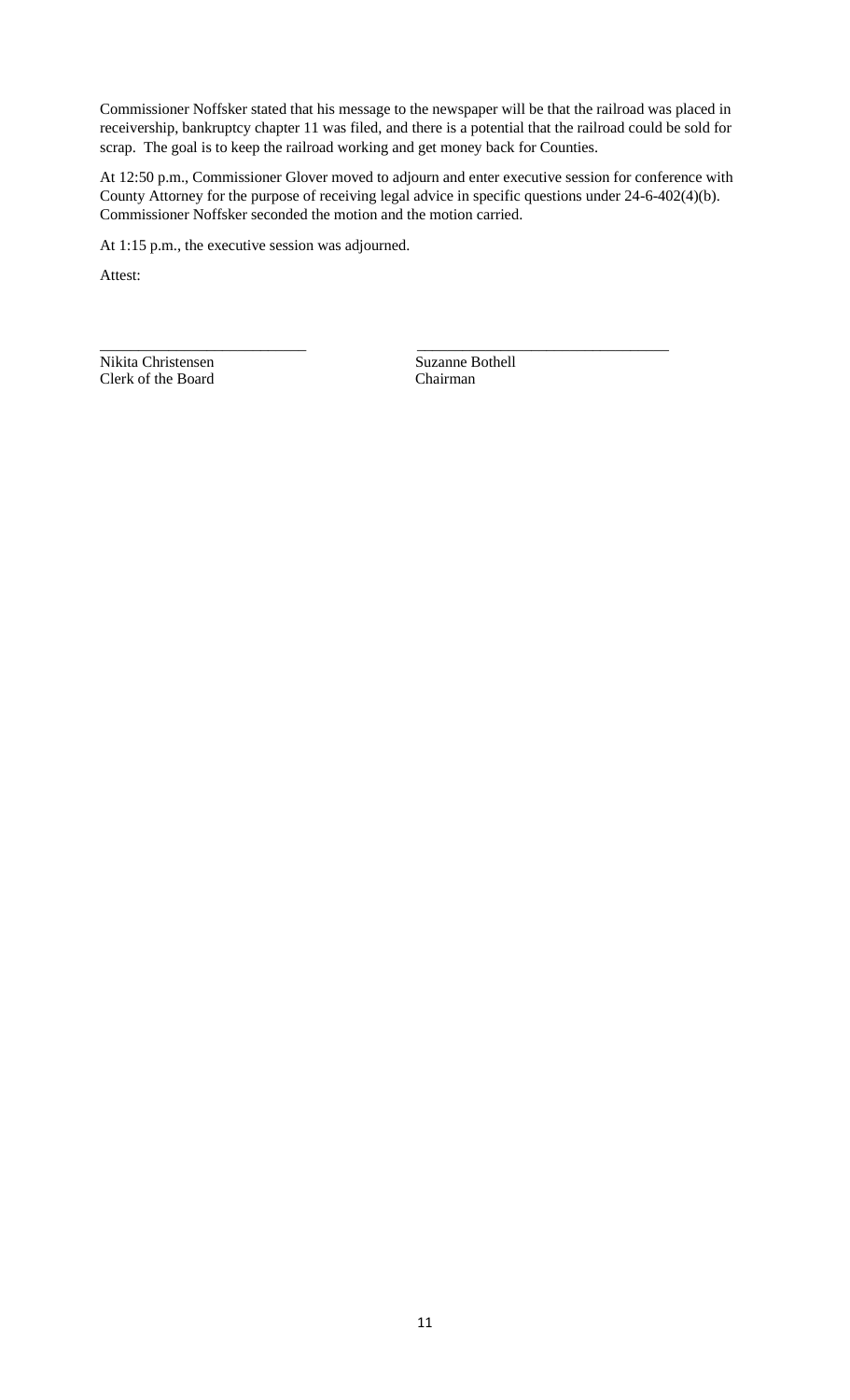Commissioner Noffsker stated that his message to the newspaper will be that the railroad was placed in receivership, bankruptcy chapter 11 was filed, and there is a potential that the railroad could be sold for scrap. The goal is to keep the railroad working and get money back for Counties.

At 12:50 p.m., Commissioner Glover moved to adjourn and enter executive session for conference with County Attorney for the purpose of receiving legal advice in specific questions under 24-6-402(4)(b). Commissioner Noffsker seconded the motion and the motion carried.

At 1:15 p.m., the executive session was adjourned.

Attest:

| | |
|---|---|
| ___________________________ | _________________________________ |
| Nikita Christensen | Suzanne Bothell |
| Clerk of the Board | Chairman |